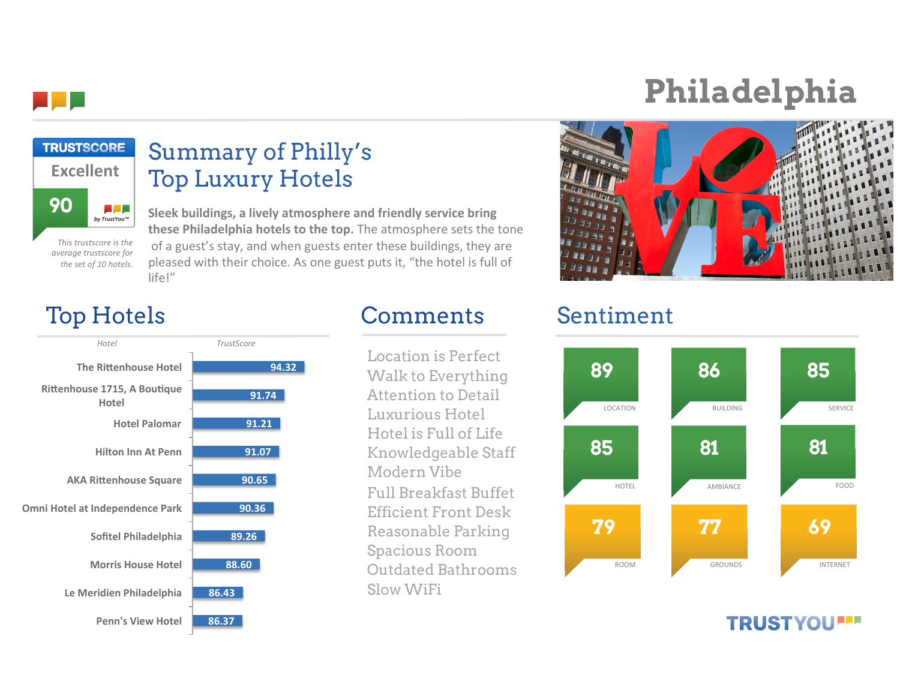# Philadelphia

**TRUSTSCORE**

**Excellent**

**90**

by TrustYou™

*This trustscore is the average trustscore for the set of 10 hotels.*

## Summary of Philly's Top Luxury Hotels

**Sleek buildings, a lively atmosphere and friendly service bring these Philadelphia hotels to the top.** The atmosphere sets the tone of a guest's stay, and when guests enter these buildings, they are pleased with their choice. As one guest puts it, "the hotel is full of life!"

## Top Hotels

| Hotel | TrustScore |
|---|---|
| The Rittenhouse Hotel | 94.32 |
| Rittenhouse 1715, A Boutique Hotel | 91.74 |
| Hotel Palomar | 91.21 |
| Hilton Inn At Penn | 91.07 |
| AKA Rittenhouse Square | 90.65 |
| Omni Hotel at Independence Park | 90.36 |
| Sofitel Philadelphia | 89.26 |
| Morris House Hotel | 88.60 |
| Le Meridien Philadelphia | 86.43 |
| Penn's View Hotel | 86.37 |

## Comments

- Location is Perfect
- Walk to Everything
- Attention to Detail
- Luxurious Hotel
- Hotel is Full of Life
- Knowledgeable Staff
- Modern Vibe
- Full Breakfast Buffet
- Efficient Front Desk
- Reasonable Parking
- Spacious Room
- Outdated Bathrooms
- Slow WiFi

## Sentiment

| Category | Score |
|---|---|
| LOCATION | 89 |
| BUILDING | 86 |
| SERVICE | 85 |
| HOTEL | 85 |
| AMBIANCE | 81 |
| FOOD | 81 |
| ROOM | 79 |
| GROUNDS | 77 |
| INTERNET | 69 |

TRUSTYOU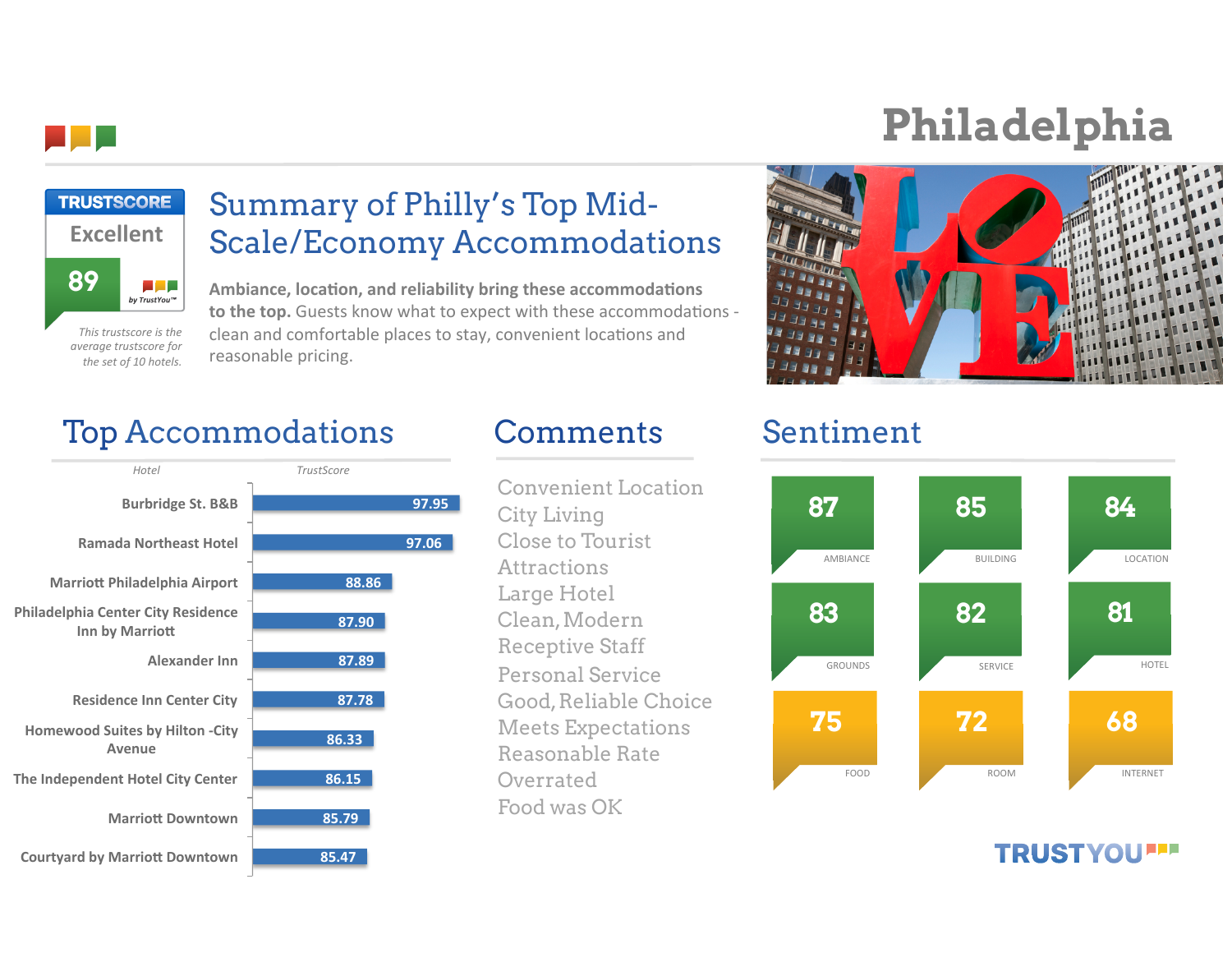# Philadelphia

**TRUSTSCORE**
Excellent
89
by TrustYou™

*This trustscore is the average trustscore for the set of 10 hotels.*

## Summary of Philly's Top Mid-Scale/Economy Accommodations

**Ambiance, location, and reliability bring these accommodations to the top.** Guests know what to expect with these accommodations - clean and comfortable places to stay, convenient locations and reasonable pricing.

## Top Accommodations

| Hotel | TrustScore |
|---|---|
| Burbridge St. B&B | 97.95 |
| Ramada Northeast Hotel | 97.06 |
| Marriott Philadelphia Airport | 88.86 |
| Philadelphia Center City Residence Inn by Marriott | 87.90 |
| Alexander Inn | 87.89 |
| Residence Inn Center City | 87.78 |
| Homewood Suites by Hilton -City Avenue | 86.33 |
| The Independent Hotel City Center | 86.15 |
| Marriott Downtown | 85.79 |
| Courtyard by Marriott Downtown | 85.47 |

## Comments

- Convenient Location
- City Living
- Close to Tourist Attractions
- Large Hotel
- Clean, Modern
- Receptive Staff
- Personal Service
- Good, Reliable Choice
- Meets Expectations
- Reasonable Rate
- Overrated
- Food was OK

## Sentiment

| Category | Score |
|---|---|
| AMBIANCE | 87 |
| BUILDING | 85 |
| LOCATION | 84 |
| GROUNDS | 83 |
| SERVICE | 82 |
| HOTEL | 81 |
| FOOD | 75 |
| ROOM | 72 |
| INTERNET | 68 |

TRUSTYOU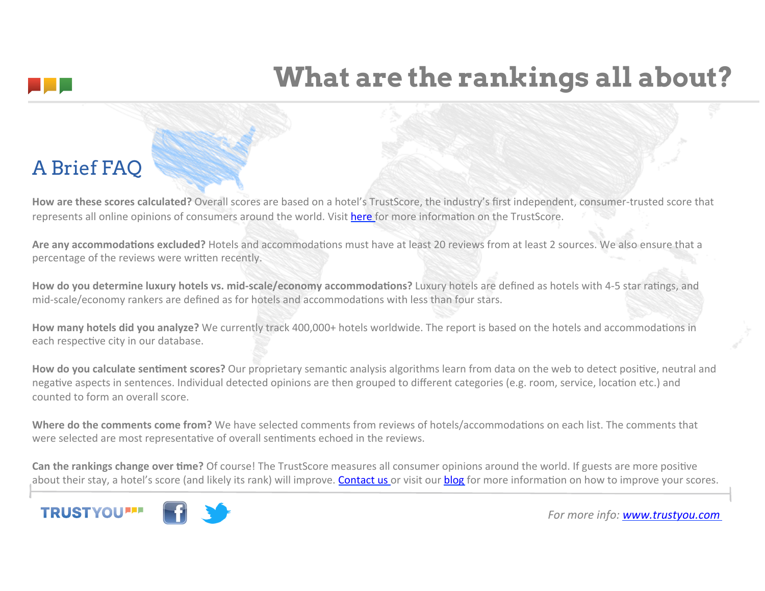# What are the rankings all about?

## A Brief FAQ

**How are these scores calculated?** Overall scores are based on a hotel's TrustScore, the industry's first independent, consumer-trusted score that represents all online opinions of consumers around the world. Visit here for more information on the TrustScore.

**Are any accommodations excluded?** Hotels and accommodations must have at least 20 reviews from at least 2 sources. We also ensure that a percentage of the reviews were written recently.

**How do you determine luxury hotels vs. mid-scale/economy accommodations?** Luxury hotels are defined as hotels with 4-5 star ratings, and mid-scale/economy rankers are defined as for hotels and accommodations with less than four stars.

**How many hotels did you analyze?** We currently track 400,000+ hotels worldwide. The report is based on the hotels and accommodations in each respective city in our database.

**How do you calculate sentiment scores?** Our proprietary semantic analysis algorithms learn from data on the web to detect positive, neutral and negative aspects in sentences. Individual detected opinions are then grouped to different categories (e.g. room, service, location etc.) and counted to form an overall score.

**Where do the comments come from?** We have selected comments from reviews of hotels/accommodations on each list. The comments that were selected are most representative of overall sentiments echoed in the reviews.

**Can the rankings change over time?** Of course! The TrustScore measures all consumer opinions around the world. If guests are more positive about their stay, a hotel's score (and likely its rank) will improve. Contact us or visit our blog for more information on how to improve your scores.

TRUSTYOU

*For more info: www.trustyou.com*